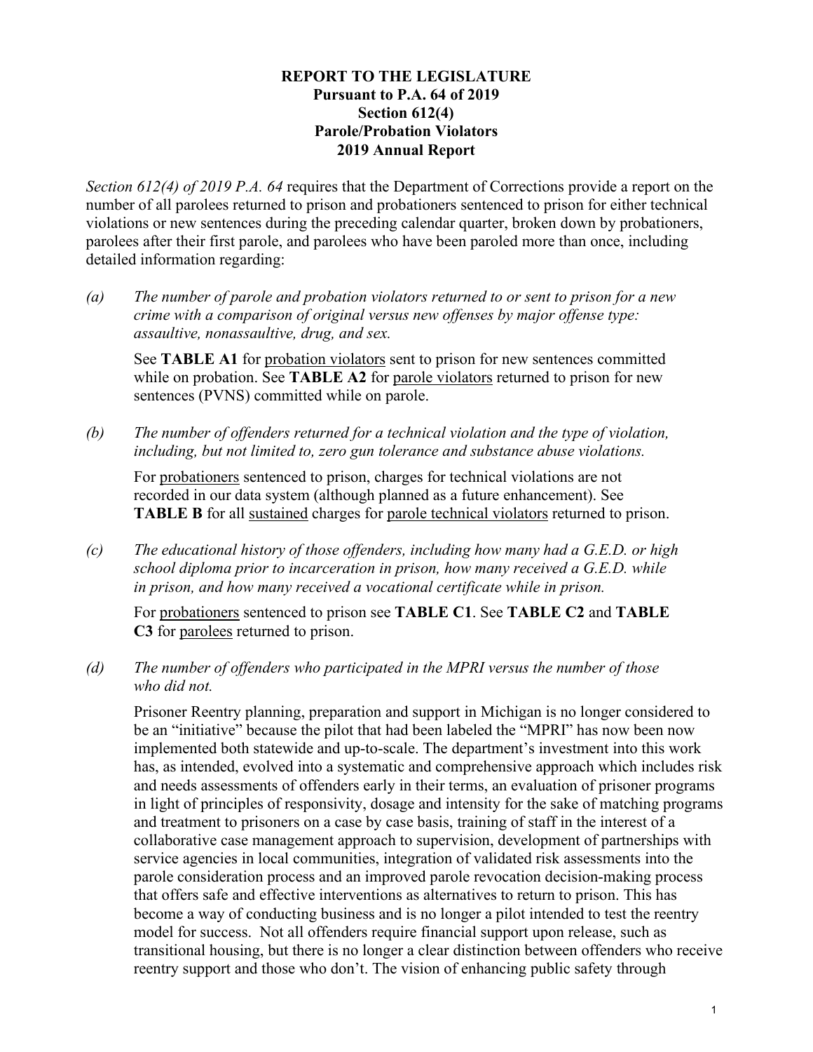# REPORT TO THE LEGISLATURE
## Pursuant to P.A. 64 of 2019
## Section 612(4)
## Parole/Probation Violators
## 2019 Annual Report

*Section 612(4) of 2019 P.A. 64* requires that the Department of Corrections provide a report on the number of all parolees returned to prison and probationers sentenced to prison for either technical violations or new sentences during the preceding calendar quarter, broken down by probationers, parolees after their first parole, and parolees who have been paroled more than once, including detailed information regarding:

*(a) The number of parole and probation violators returned to or sent to prison for a new crime with a comparison of original versus new offenses by major offense type: assaultive, nonassaultive, drug, and sex.*

See **TABLE A1** for probation violators sent to prison for new sentences committed while on probation. See **TABLE A2** for parole violators returned to prison for new sentences (PVNS) committed while on parole.

*(b) The number of offenders returned for a technical violation and the type of violation, including, but not limited to, zero gun tolerance and substance abuse violations.*

For probationers sentenced to prison, charges for technical violations are not recorded in our data system (although planned as a future enhancement). See **TABLE B** for all sustained charges for parole technical violators returned to prison.

*(c) The educational history of those offenders, including how many had a G.E.D. or high school diploma prior to incarceration in prison, how many received a G.E.D. while in prison, and how many received a vocational certificate while in prison.*

For probationers sentenced to prison see **TABLE C1**. See **TABLE C2** and **TABLE C3** for parolees returned to prison.

*(d) The number of offenders who participated in the MPRI versus the number of those who did not.*

Prisoner Reentry planning, preparation and support in Michigan is no longer considered to be an "initiative" because the pilot that had been labeled the "MPRI" has now been now implemented both statewide and up-to-scale. The department's investment into this work has, as intended, evolved into a systematic and comprehensive approach which includes risk and needs assessments of offenders early in their terms, an evaluation of prisoner programs in light of principles of responsivity, dosage and intensity for the sake of matching programs and treatment to prisoners on a case by case basis, training of staff in the interest of a collaborative case management approach to supervision, development of partnerships with service agencies in local communities, integration of validated risk assessments into the parole consideration process and an improved parole revocation decision-making process that offers safe and effective interventions as alternatives to return to prison. This has become a way of conducting business and is no longer a pilot intended to test the reentry model for success. Not all offenders require financial support upon release, such as transitional housing, but there is no longer a clear distinction between offenders who receive reentry support and those who don't. The vision of enhancing public safety through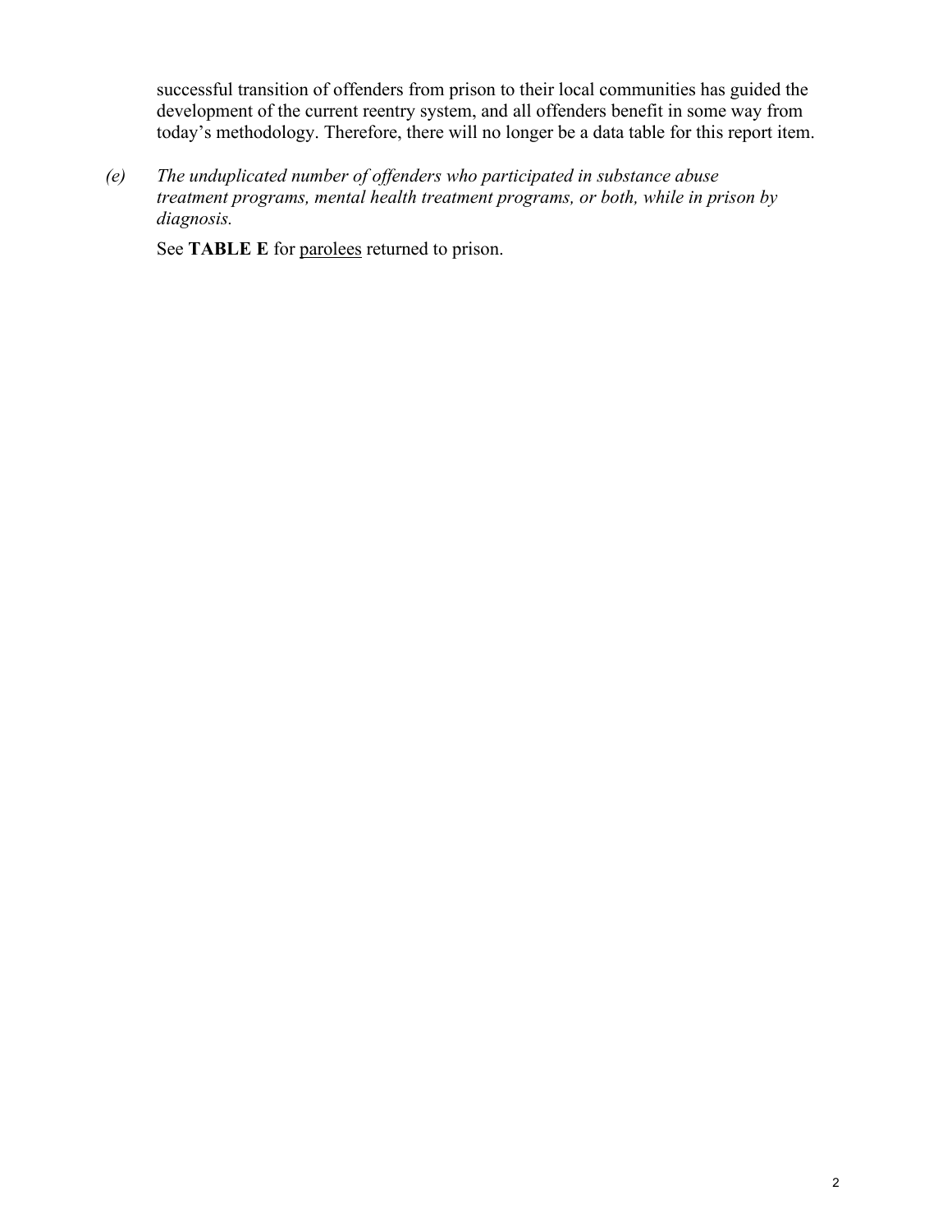successful transition of offenders from prison to their local communities has guided the development of the current reentry system, and all offenders benefit in some way from today's methodology. Therefore, there will no longer be a data table for this report item.

*(e) The unduplicated number of offenders who participated in substance abuse treatment programs, mental health treatment programs, or both, while in prison by diagnosis.*

See **TABLE E** for parolees returned to prison.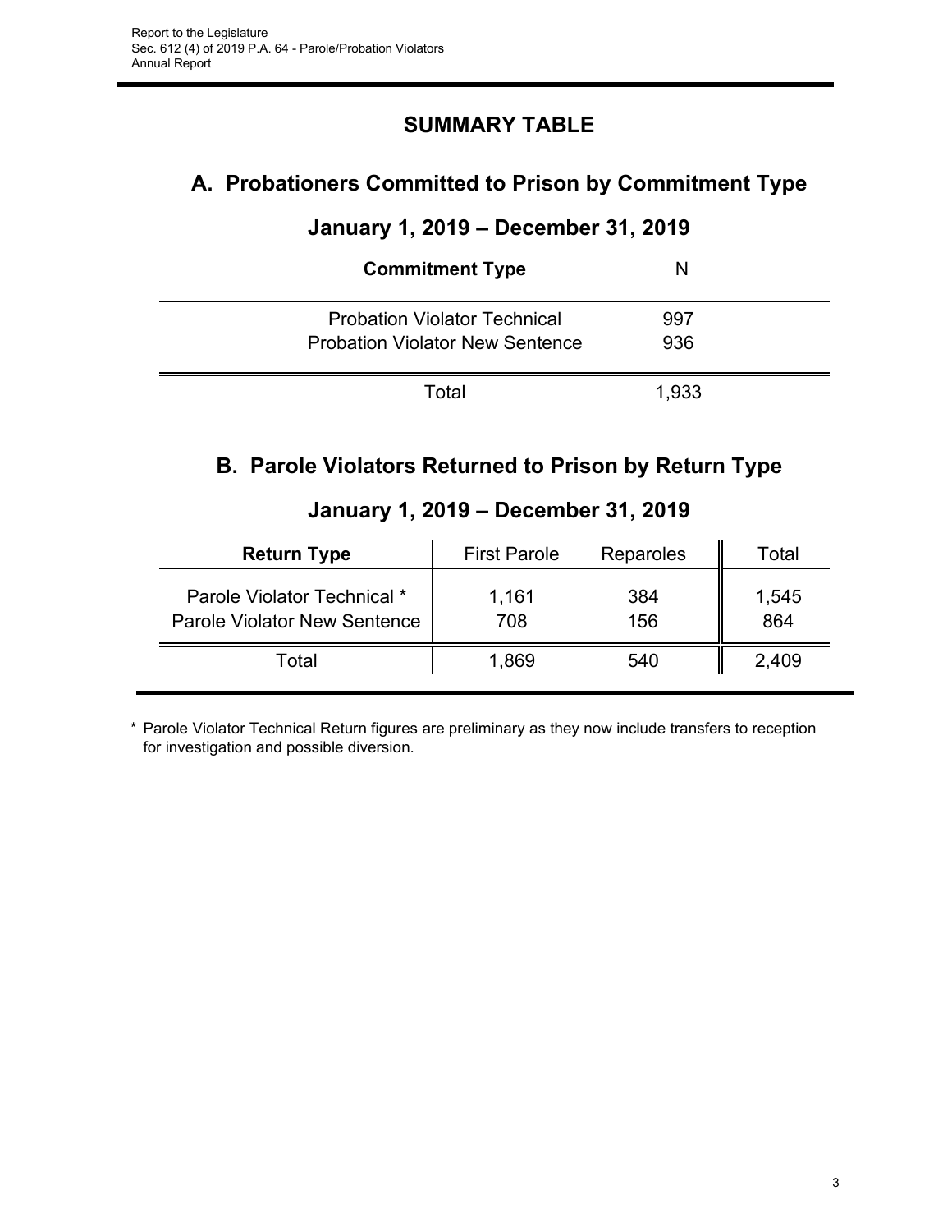# SUMMARY TABLE

## A. Probationers Committed to Prison by Commitment Type

### January 1, 2019 – December 31, 2019

| Commitment Type | N |
|---|---|
| Probation Violator Technical | 997 |
| Probation Violator New Sentence | 936 |
| Total | 1,933 |

## B. Parole Violators Returned to Prison by Return Type

### January 1, 2019 – December 31, 2019

| Return Type | First Parole | Reparoles | Total |
|---|---|---|---|
| Parole Violator Technical * | 1,161 | 384 | 1,545 |
| Parole Violator New Sentence | 708 | 156 | 864 |
| Total | 1,869 | 540 | 2,409 |

* Parole Violator Technical Return figures are preliminary as they now include transfers to reception for investigation and possible diversion.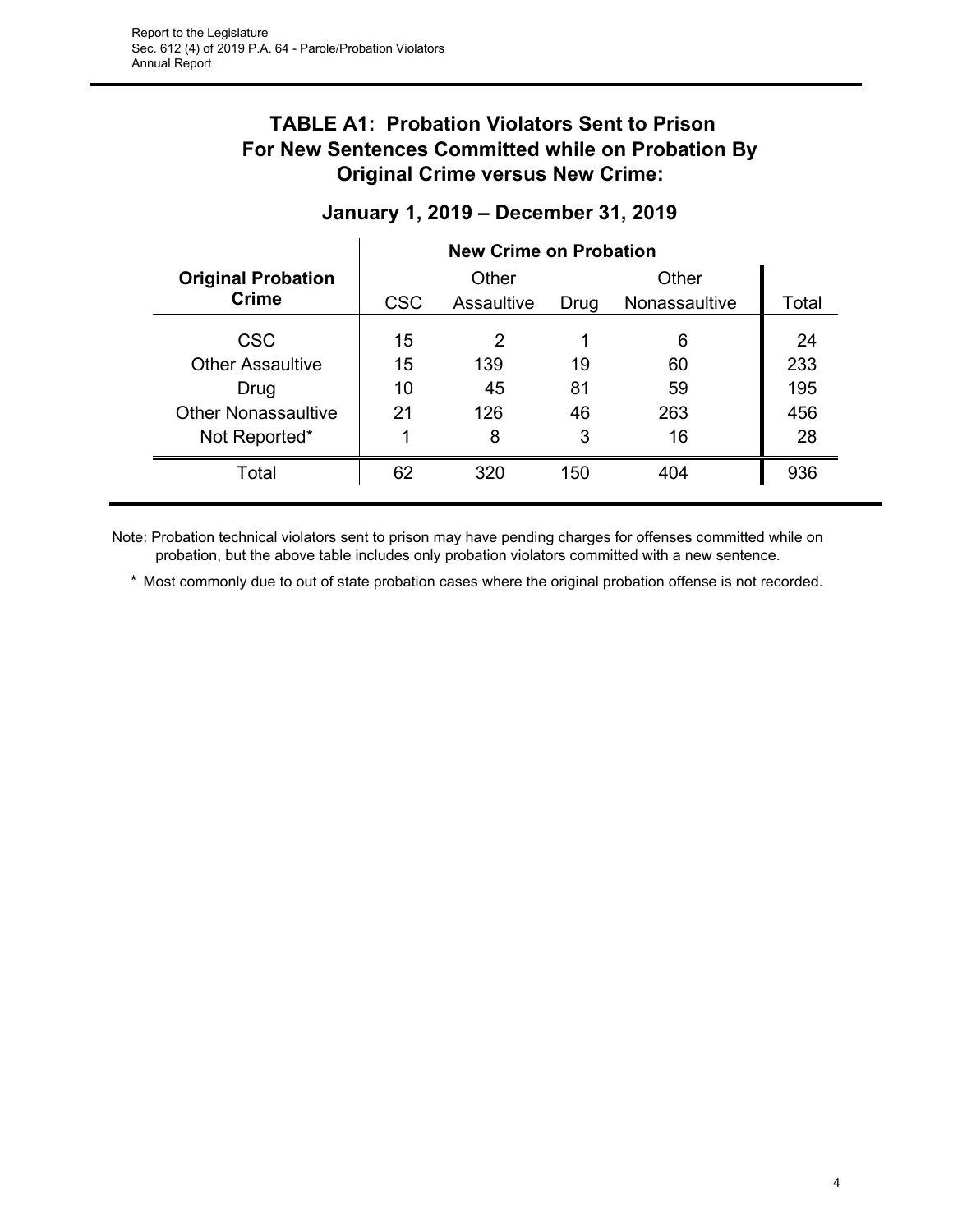## TABLE A1: Probation Violators Sent to Prison For New Sentences Committed while on Probation By Original Crime versus New Crime:

### January 1, 2019 – December 31, 2019

| Original Probation Crime | New Crime on Probation | | | | |
|---|---|---|---|---|---|
| | CSC | Other Assaultive | Drug | Other Nonassaultive | Total |
| CSC | 15 | 2 | 1 | 6 | 24 |
| Other Assaultive | 15 | 139 | 19 | 60 | 233 |
| Drug | 10 | 45 | 81 | 59 | 195 |
| Other Nonassaultive | 21 | 126 | 46 | 263 | 456 |
| Not Reported* | 1 | 8 | 3 | 16 | 28 |
| Total | 62 | 320 | 150 | 404 | 936 |

Note: Probation technical violators sent to prison may have pending charges for offenses committed while on probation, but the above table includes only probation violators committed with a new sentence.

\* Most commonly due to out of state probation cases where the original probation offense is not recorded.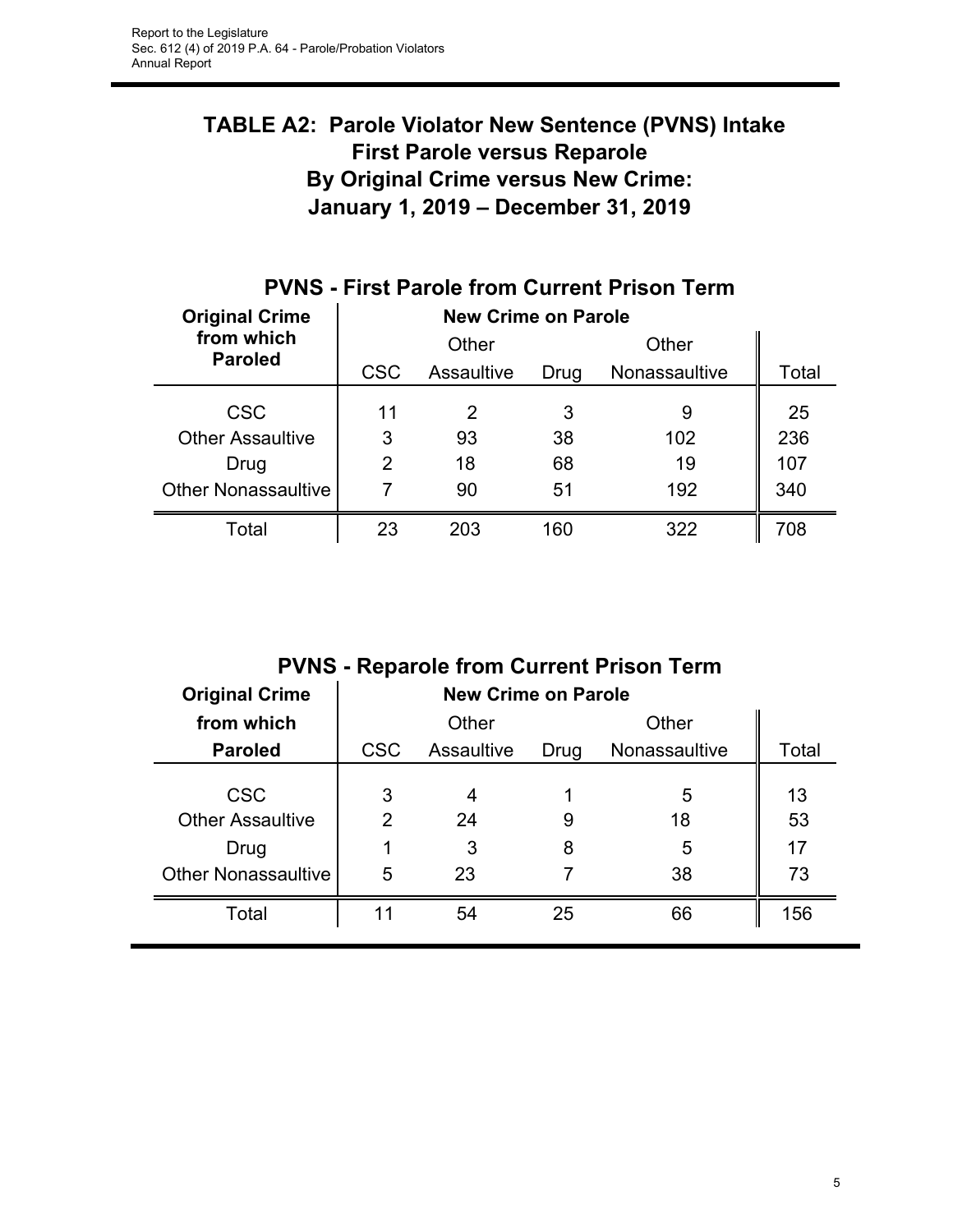## TABLE A2: Parole Violator New Sentence (PVNS) Intake First Parole versus Reparole By Original Crime versus New Crime: January 1, 2019 – December 31, 2019

### PVNS - First Parole from Current Prison Term

| Original Crime from which Paroled | New Crime on Parole | | | | |
|---|---|---|---|---|---|
| | CSC | Other Assaultive | Drug | Other Nonassaultive | Total |
| CSC | 11 | 2 | 3 | 9 | 25 |
| Other Assaultive | 3 | 93 | 38 | 102 | 236 |
| Drug | 2 | 18 | 68 | 19 | 107 |
| Other Nonassaultive | 7 | 90 | 51 | 192 | 340 |
| Total | 23 | 203 | 160 | 322 | 708 |

### PVNS - Reparole from Current Prison Term

| Original Crime from which Paroled | New Crime on Parole | | | | |
|---|---|---|---|---|---|
| | CSC | Other Assaultive | Drug | Other Nonassaultive | Total |
| CSC | 3 | 4 | 1 | 5 | 13 |
| Other Assaultive | 2 | 24 | 9 | 18 | 53 |
| Drug | 1 | 3 | 8 | 5 | 17 |
| Other Nonassaultive | 5 | 23 | 7 | 38 | 73 |
| Total | 11 | 54 | 25 | 66 | 156 |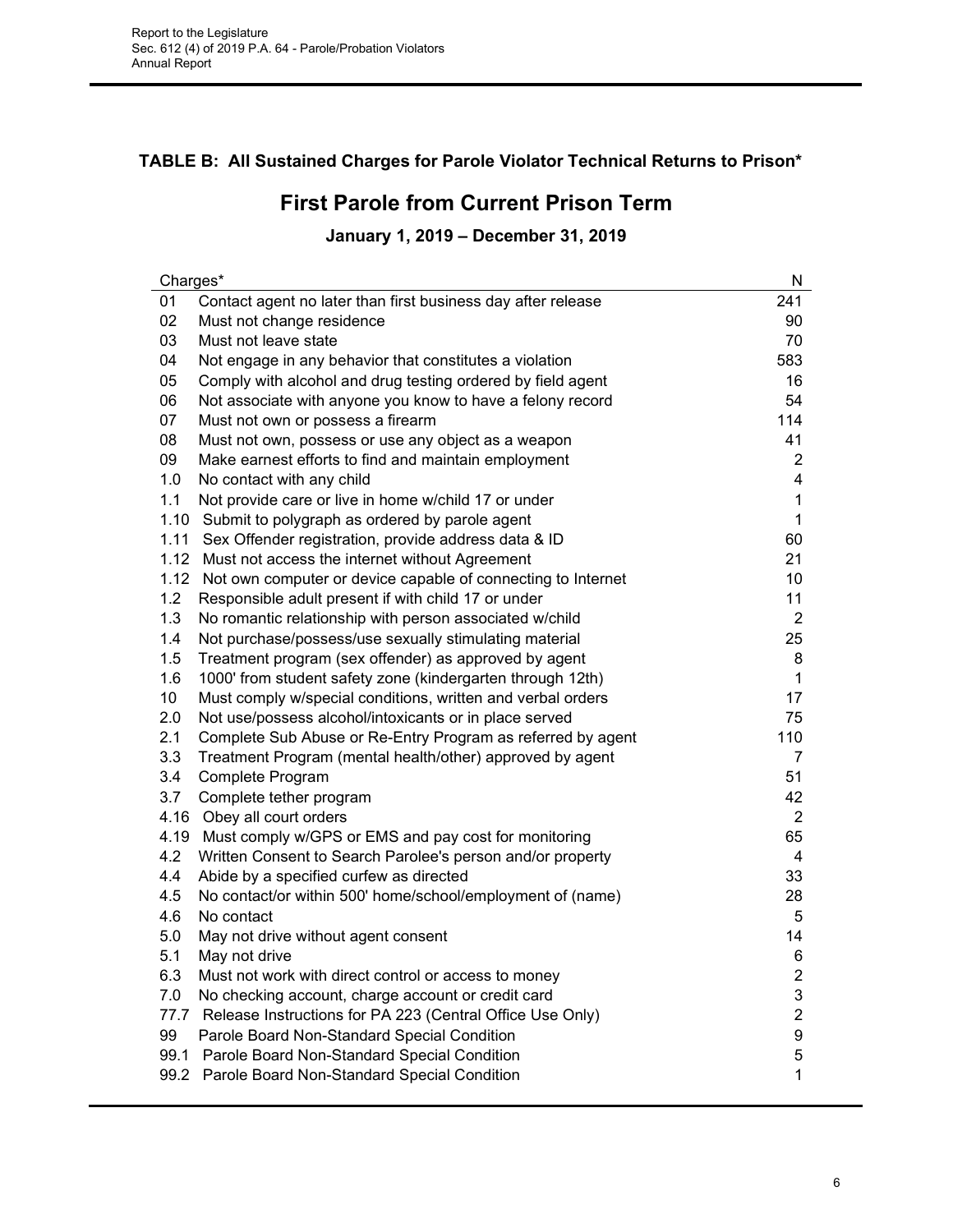## TABLE B: All Sustained Charges for Parole Violator Technical Returns to Prison*

# First Parole from Current Prison Term

### January 1, 2019 – December 31, 2019

| Charges* | | N |
|---|---|---|
| 01 | Contact agent no later than first business day after release | 241 |
| 02 | Must not change residence | 90 |
| 03 | Must not leave state | 70 |
| 04 | Not engage in any behavior that constitutes a violation | 583 |
| 05 | Comply with alcohol and drug testing ordered by field agent | 16 |
| 06 | Not associate with anyone you know to have a felony record | 54 |
| 07 | Must not own or possess a firearm | 114 |
| 08 | Must not own, possess or use any object as a weapon | 41 |
| 09 | Make earnest efforts to find and maintain employment | 2 |
| 1.0 | No contact with any child | 4 |
| 1.1 | Not provide care or live in home w/child 17 or under | 1 |
| 1.10 | Submit to polygraph as ordered by parole agent | 1 |
| 1.11 | Sex Offender registration, provide address data & ID | 60 |
| 1.12 | Must not access the internet without Agreement | 21 |
| 1.12 | Not own computer or device capable of connecting to Internet | 10 |
| 1.2 | Responsible adult present if with child 17 or under | 11 |
| 1.3 | No romantic relationship with person associated w/child | 2 |
| 1.4 | Not purchase/possess/use sexually stimulating material | 25 |
| 1.5 | Treatment program (sex offender) as approved by agent | 8 |
| 1.6 | 1000' from student safety zone (kindergarten through 12th) | 1 |
| 10 | Must comply w/special conditions, written and verbal orders | 17 |
| 2.0 | Not use/possess alcohol/intoxicants or in place served | 75 |
| 2.1 | Complete Sub Abuse or Re-Entry Program as referred by agent | 110 |
| 3.3 | Treatment Program (mental health/other) approved by agent | 7 |
| 3.4 | Complete Program | 51 |
| 3.7 | Complete tether program | 42 |
| 4.16 | Obey all court orders | 2 |
| 4.19 | Must comply w/GPS or EMS and pay cost for monitoring | 65 |
| 4.2 | Written Consent to Search Parolee's person and/or property | 4 |
| 4.4 | Abide by a specified curfew as directed | 33 |
| 4.5 | No contact/or within 500' home/school/employment of (name) | 28 |
| 4.6 | No contact | 5 |
| 5.0 | May not drive without agent consent | 14 |
| 5.1 | May not drive | 6 |
| 6.3 | Must not work with direct control or access to money | 2 |
| 7.0 | No checking account, charge account or credit card | 3 |
| 77.7 | Release Instructions for PA 223 (Central Office Use Only) | 2 |
| 99 | Parole Board Non-Standard Special Condition | 9 |
| 99.1 | Parole Board Non-Standard Special Condition | 5 |
| 99.2 | Parole Board Non-Standard Special Condition | 1 |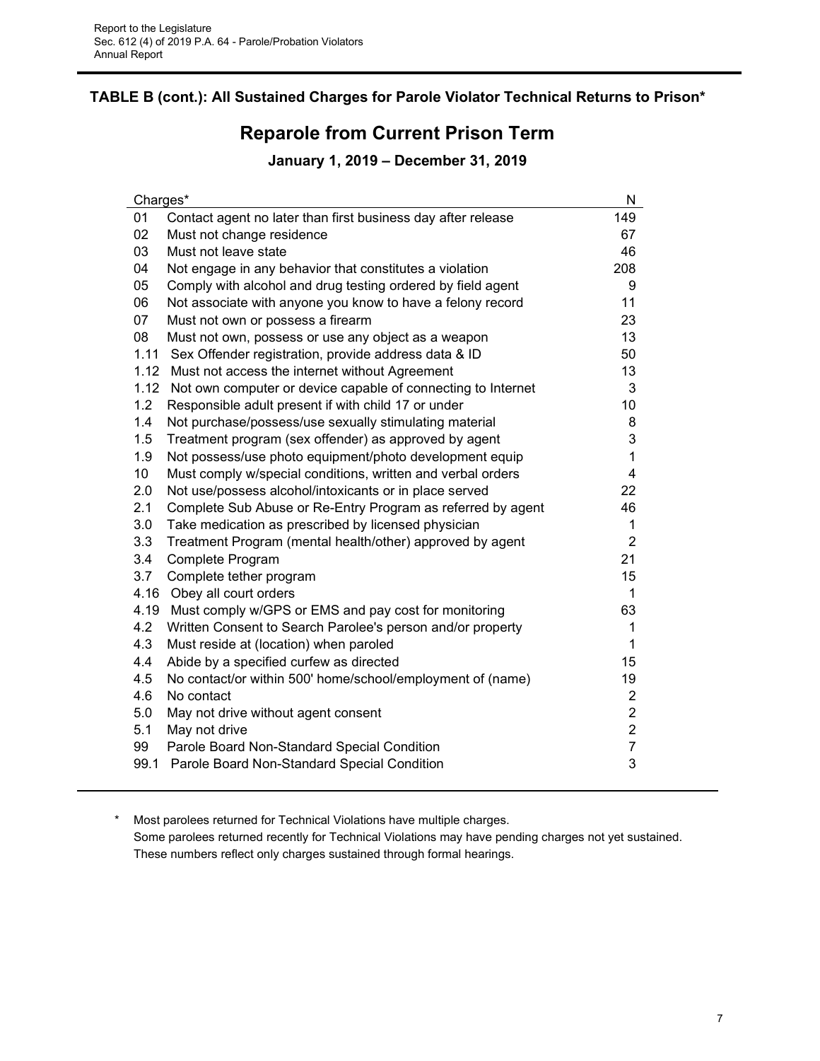**TABLE B (cont.): All Sustained Charges for Parole Violator Technical Returns to Prison***

## Reparole from Current Prison Term

### January 1, 2019 – December 31, 2019

| Charges* | | N |
|---|---|---|
| 01 | Contact agent no later than first business day after release | 149 |
| 02 | Must not change residence | 67 |
| 03 | Must not leave state | 46 |
| 04 | Not engage in any behavior that constitutes a violation | 208 |
| 05 | Comply with alcohol and drug testing ordered by field agent | 9 |
| 06 | Not associate with anyone you know to have a felony record | 11 |
| 07 | Must not own or possess a firearm | 23 |
| 08 | Must not own, possess or use any object as a weapon | 13 |
| 1.11 | Sex Offender registration, provide address data & ID | 50 |
| 1.12 | Must not access the internet without Agreement | 13 |
| 1.12 | Not own computer or device capable of connecting to Internet | 3 |
| 1.2 | Responsible adult present if with child 17 or under | 10 |
| 1.4 | Not purchase/possess/use sexually stimulating material | 8 |
| 1.5 | Treatment program (sex offender) as approved by agent | 3 |
| 1.9 | Not possess/use photo equipment/photo development equip | 1 |
| 10 | Must comply w/special conditions, written and verbal orders | 4 |
| 2.0 | Not use/possess alcohol/intoxicants or in place served | 22 |
| 2.1 | Complete Sub Abuse or Re-Entry Program as referred by agent | 46 |
| 3.0 | Take medication as prescribed by licensed physician | 1 |
| 3.3 | Treatment Program (mental health/other) approved by agent | 2 |
| 3.4 | Complete Program | 21 |
| 3.7 | Complete tether program | 15 |
| 4.16 | Obey all court orders | 1 |
| 4.19 | Must comply w/GPS or EMS and pay cost for monitoring | 63 |
| 4.2 | Written Consent to Search Parolee's person and/or property | 1 |
| 4.3 | Must reside at (location) when paroled | 1 |
| 4.4 | Abide by a specified curfew as directed | 15 |
| 4.5 | No contact/or within 500' home/school/employment of (name) | 19 |
| 4.6 | No contact | 2 |
| 5.0 | May not drive without agent consent | 2 |
| 5.1 | May not drive | 2 |
| 99 | Parole Board Non-Standard Special Condition | 7 |
| 99.1 | Parole Board Non-Standard Special Condition | 3 |

\* Most parolees returned for Technical Violations have multiple charges.
Some parolees returned recently for Technical Violations may have pending charges not yet sustained.
These numbers reflect only charges sustained through formal hearings.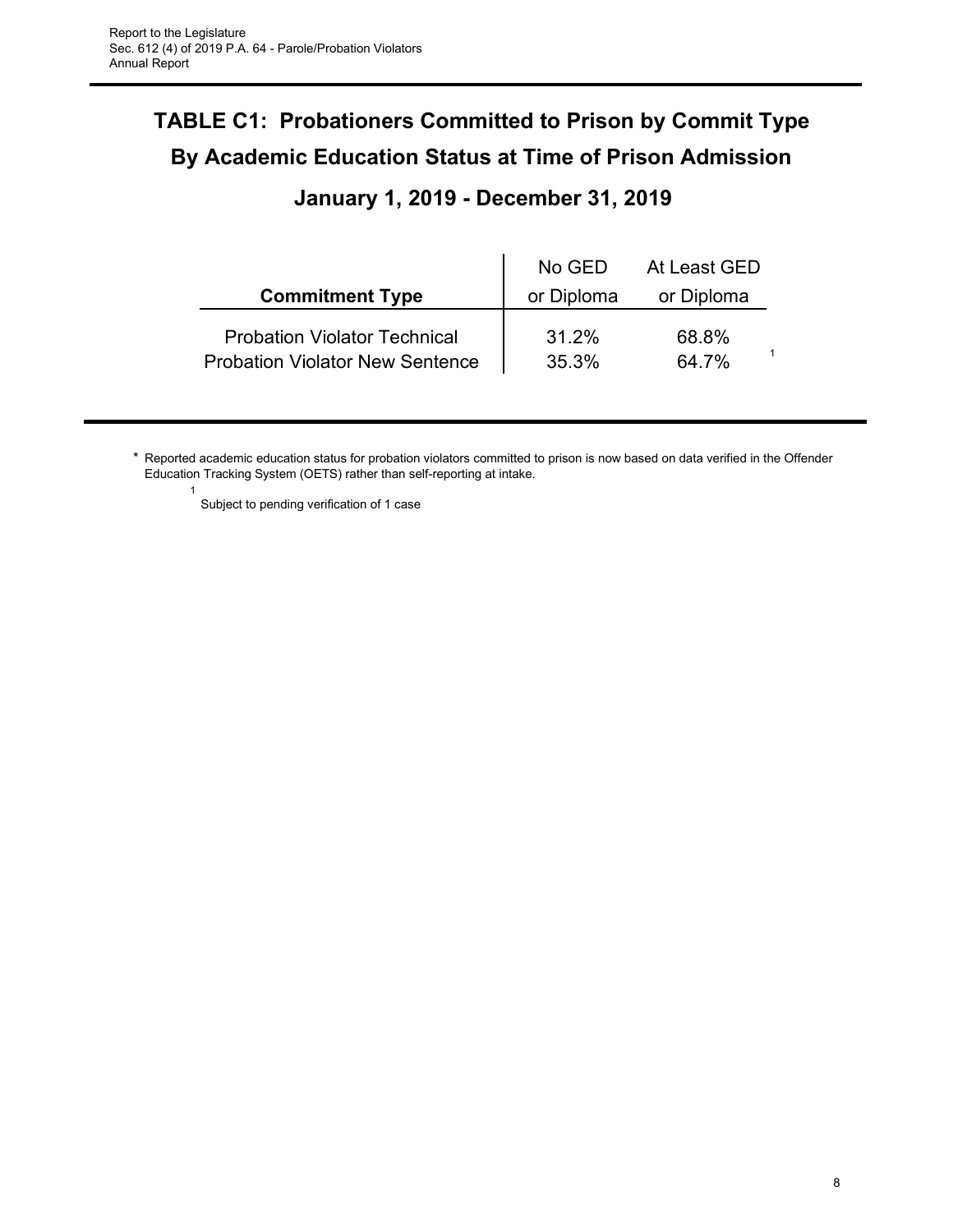# TABLE C1: Probationers Committed to Prison by Commit Type By Academic Education Status at Time of Prison Admission

## January 1, 2019 - December 31, 2019

| Commitment Type | No GED or Diploma | At Least GED or Diploma |
|---|---|---|
| Probation Violator Technical | 31.2% | 68.8% |
| Probation Violator New Sentence | 35.3% | 64.7% [1] |

\* Reported academic education status for probation violators committed to prison is now based on data verified in the Offender Education Tracking System (OETS) rather than self-reporting at intake.

[1] Subject to pending verification of 1 case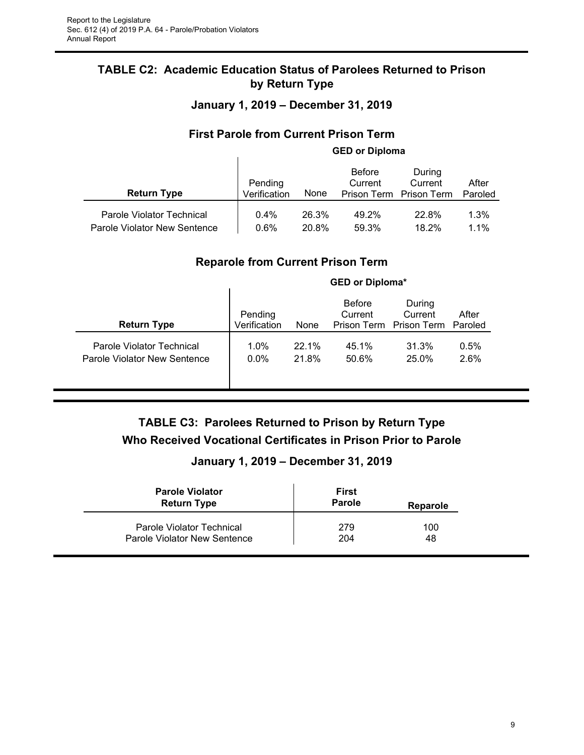## TABLE C2: Academic Education Status of Parolees Returned to Prison by Return Type

### January 1, 2019 – December 31, 2019

### First Parole from Current Prison Term

| Return Type | GED or Diploma | | | | |
|---|---|---|---|---|---|
| | Pending Verification | None | Before Current Prison Term | During Current Prison Term | After Paroled |
| Parole Violator Technical | 0.4% | 26.3% | 49.2% | 22.8% | 1.3% |
| Parole Violator New Sentence | 0.6% | 20.8% | 59.3% | 18.2% | 1.1% |

### Reparole from Current Prison Term

| Return Type | GED or Diploma* | | | | |
|---|---|---|---|---|---|
| | Pending Verification | None | Before Current Prison Term | During Current Prison Term | After Paroled |
| Parole Violator Technical | 1.0% | 22.1% | 45.1% | 31.3% | 0.5% |
| Parole Violator New Sentence | 0.0% | 21.8% | 50.6% | 25.0% | 2.6% |

## TABLE C3: Parolees Returned to Prison by Return Type Who Received Vocational Certificates in Prison Prior to Parole

### January 1, 2019 – December 31, 2019

| Parole Violator Return Type | First Parole | Reparole |
|---|---|---|
| Parole Violator Technical | 279 | 100 |
| Parole Violator New Sentence | 204 | 48 |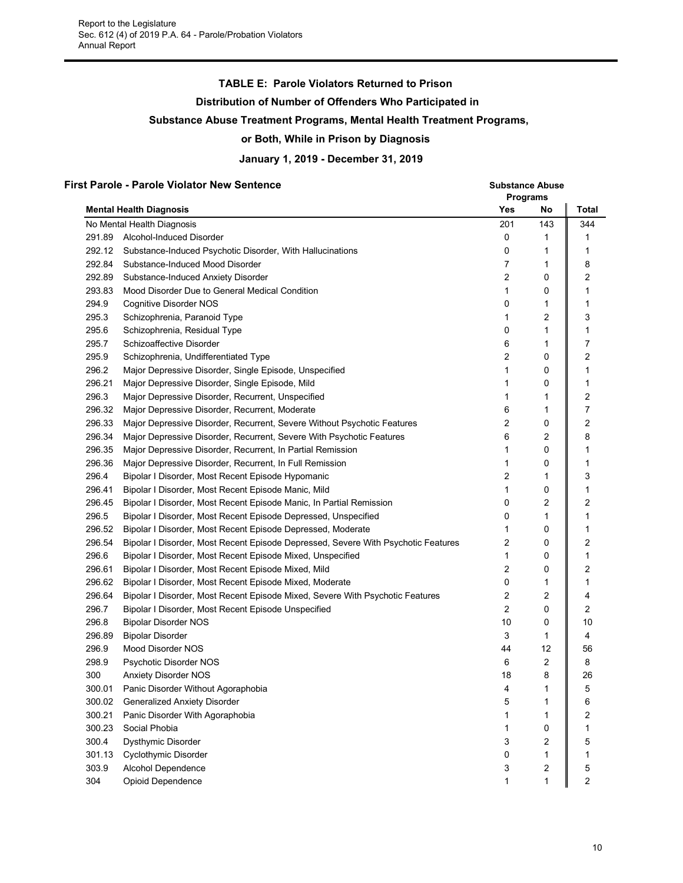## TABLE E: Parole Violators Returned to Prison

### Distribution of Number of Offenders Who Participated in Substance Abuse Treatment Programs, Mental Health Treatment Programs, or Both, While in Prison by Diagnosis

### January 1, 2019 - December 31, 2019

**First Parole - Parole Violator New Sentence**

| | Mental Health Diagnosis | Substance Abuse Programs | | |
|---|---|---|---|---|
| | | Yes | No | Total |
| | No Mental Health Diagnosis | 201 | 143 | 344 |
| 291.89 | Alcohol-Induced Disorder | 0 | 1 | 1 |
| 292.12 | Substance-Induced Psychotic Disorder, With Hallucinations | 0 | 1 | 1 |
| 292.84 | Substance-Induced Mood Disorder | 7 | 1 | 8 |
| 292.89 | Substance-Induced Anxiety Disorder | 2 | 0 | 2 |
| 293.83 | Mood Disorder Due to General Medical Condition | 1 | 0 | 1 |
| 294.9 | Cognitive Disorder NOS | 0 | 1 | 1 |
| 295.3 | Schizophrenia, Paranoid Type | 1 | 2 | 3 |
| 295.6 | Schizophrenia, Residual Type | 0 | 1 | 1 |
| 295.7 | Schizoaffective Disorder | 6 | 1 | 7 |
| 295.9 | Schizophrenia, Undifferentiated Type | 2 | 0 | 2 |
| 296.2 | Major Depressive Disorder, Single Episode, Unspecified | 1 | 0 | 1 |
| 296.21 | Major Depressive Disorder, Single Episode, Mild | 1 | 0 | 1 |
| 296.3 | Major Depressive Disorder, Recurrent, Unspecified | 1 | 1 | 2 |
| 296.32 | Major Depressive Disorder, Recurrent, Moderate | 6 | 1 | 7 |
| 296.33 | Major Depressive Disorder, Recurrent, Severe Without Psychotic Features | 2 | 0 | 2 |
| 296.34 | Major Depressive Disorder, Recurrent, Severe With Psychotic Features | 6 | 2 | 8 |
| 296.35 | Major Depressive Disorder, Recurrent, In Partial Remission | 1 | 0 | 1 |
| 296.36 | Major Depressive Disorder, Recurrent, In Full Remission | 1 | 0 | 1 |
| 296.4 | Bipolar I Disorder, Most Recent Episode Hypomanic | 2 | 1 | 3 |
| 296.41 | Bipolar I Disorder, Most Recent Episode Manic, Mild | 1 | 0 | 1 |
| 296.45 | Bipolar I Disorder, Most Recent Episode Manic, In Partial Remission | 0 | 2 | 2 |
| 296.5 | Bipolar I Disorder, Most Recent Episode Depressed, Unspecified | 0 | 1 | 1 |
| 296.52 | Bipolar I Disorder, Most Recent Episode Depressed, Moderate | 1 | 0 | 1 |
| 296.54 | Bipolar I Disorder, Most Recent Episode Depressed, Severe With Psychotic Features | 2 | 0 | 2 |
| 296.6 | Bipolar I Disorder, Most Recent Episode Mixed, Unspecified | 1 | 0 | 1 |
| 296.61 | Bipolar I Disorder, Most Recent Episode Mixed, Mild | 2 | 0 | 2 |
| 296.62 | Bipolar I Disorder, Most Recent Episode Mixed, Moderate | 0 | 1 | 1 |
| 296.64 | Bipolar I Disorder, Most Recent Episode Mixed, Severe With Psychotic Features | 2 | 2 | 4 |
| 296.7 | Bipolar I Disorder, Most Recent Episode Unspecified | 2 | 0 | 2 |
| 296.8 | Bipolar Disorder NOS | 10 | 0 | 10 |
| 296.89 | Bipolar Disorder | 3 | 1 | 4 |
| 296.9 | Mood Disorder NOS | 44 | 12 | 56 |
| 298.9 | Psychotic Disorder NOS | 6 | 2 | 8 |
| 300 | Anxiety Disorder NOS | 18 | 8 | 26 |
| 300.01 | Panic Disorder Without Agoraphobia | 4 | 1 | 5 |
| 300.02 | Generalized Anxiety Disorder | 5 | 1 | 6 |
| 300.21 | Panic Disorder With Agoraphobia | 1 | 1 | 2 |
| 300.23 | Social Phobia | 1 | 0 | 1 |
| 300.4 | Dysthymic Disorder | 3 | 2 | 5 |
| 301.13 | Cyclothymic Disorder | 0 | 1 | 1 |
| 303.9 | Alcohol Dependence | 3 | 2 | 5 |
| 304 | Opioid Dependence | 1 | 1 | 2 |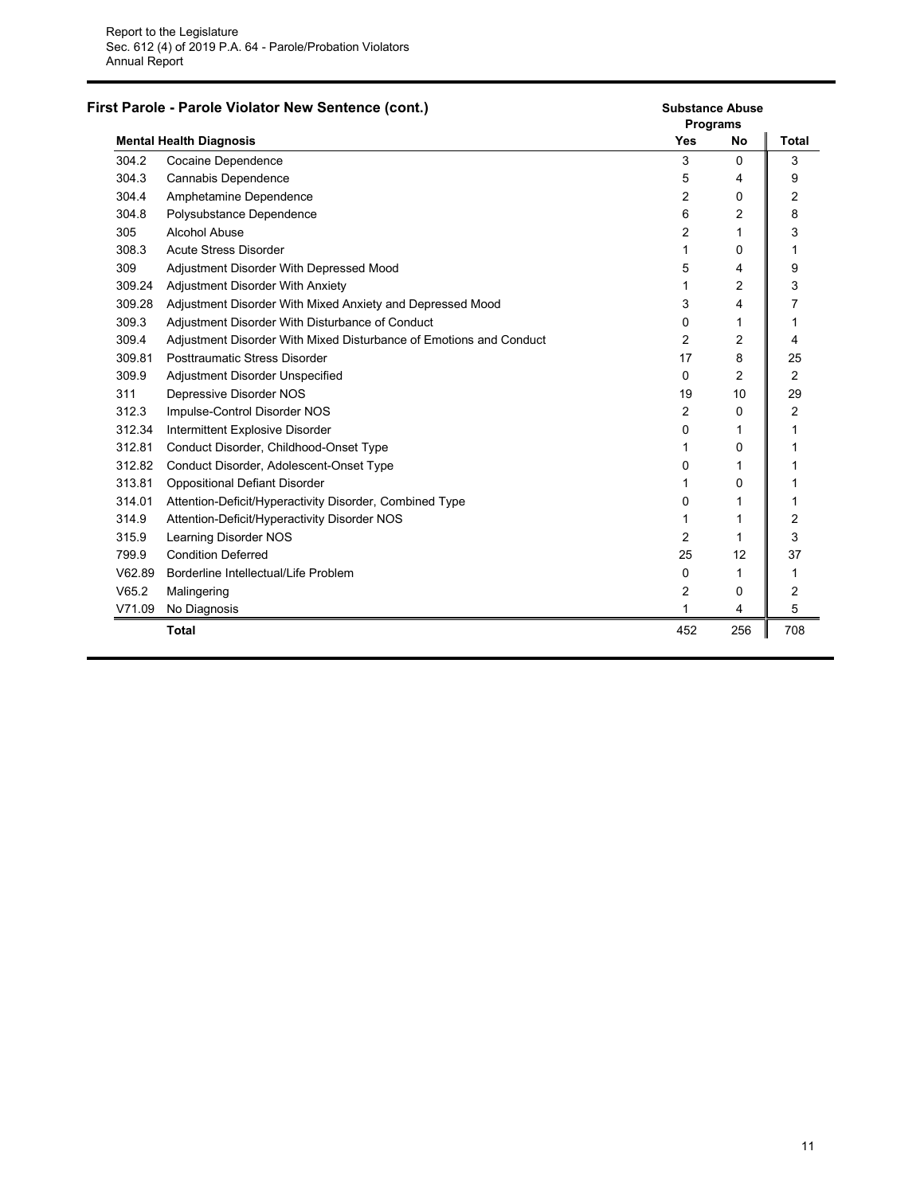## First Parole - Parole Violator New Sentence (cont.)

| Mental Health Diagnosis | | Substance Abuse Programs Yes | Substance Abuse Programs No | Total |
|---|---|---|---|---|
| 304.2 | Cocaine Dependence | 3 | 0 | 3 |
| 304.3 | Cannabis Dependence | 5 | 4 | 9 |
| 304.4 | Amphetamine Dependence | 2 | 0 | 2 |
| 304.8 | Polysubstance Dependence | 6 | 2 | 8 |
| 305 | Alcohol Abuse | 2 | 1 | 3 |
| 308.3 | Acute Stress Disorder | 1 | 0 | 1 |
| 309 | Adjustment Disorder With Depressed Mood | 5 | 4 | 9 |
| 309.24 | Adjustment Disorder With Anxiety | 1 | 2 | 3 |
| 309.28 | Adjustment Disorder With Mixed Anxiety and Depressed Mood | 3 | 4 | 7 |
| 309.3 | Adjustment Disorder With Disturbance of Conduct | 0 | 1 | 1 |
| 309.4 | Adjustment Disorder With Mixed Disturbance of Emotions and Conduct | 2 | 2 | 4 |
| 309.81 | Posttraumatic Stress Disorder | 17 | 8 | 25 |
| 309.9 | Adjustment Disorder Unspecified | 0 | 2 | 2 |
| 311 | Depressive Disorder NOS | 19 | 10 | 29 |
| 312.3 | Impulse-Control Disorder NOS | 2 | 0 | 2 |
| 312.34 | Intermittent Explosive Disorder | 0 | 1 | 1 |
| 312.81 | Conduct Disorder, Childhood-Onset Type | 1 | 0 | 1 |
| 312.82 | Conduct Disorder, Adolescent-Onset Type | 0 | 1 | 1 |
| 313.81 | Oppositional Defiant Disorder | 1 | 0 | 1 |
| 314.01 | Attention-Deficit/Hyperactivity Disorder, Combined Type | 0 | 1 | 1 |
| 314.9 | Attention-Deficit/Hyperactivity Disorder NOS | 1 | 1 | 2 |
| 315.9 | Learning Disorder NOS | 2 | 1 | 3 |
| 799.9 | Condition Deferred | 25 | 12 | 37 |
| V62.89 | Borderline Intellectual/Life Problem | 0 | 1 | 1 |
| V65.2 | Malingering | 2 | 0 | 2 |
| V71.09 | No Diagnosis | 1 | 4 | 5 |
| | **Total** | 452 | 256 | 708 |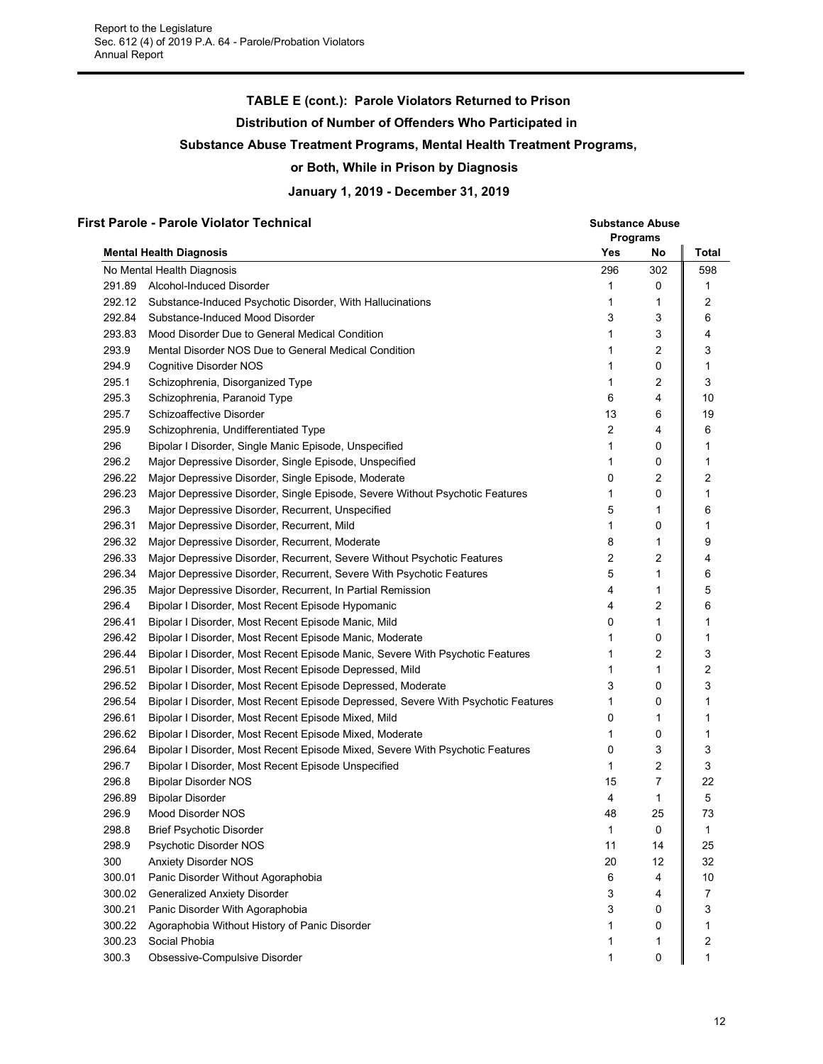Report to the Legislature
Sec. 612 (4) of 2019 P.A. 64 - Parole/Probation Violators
Annual Report

## TABLE E (cont.): Parole Violators Returned to Prison

## Distribution of Number of Offenders Who Participated in

## Substance Abuse Treatment Programs, Mental Health Treatment Programs,

## or Both, While in Prison by Diagnosis

## January 1, 2019 - December 31, 2019

### First Parole - Parole Violator Technical

| | Mental Health Diagnosis | Substance Abuse Programs | | |
|---|---|---|---|---|
| | | Yes | No | Total |
| | No Mental Health Diagnosis | 296 | 302 | 598 |
| 291.89 | Alcohol-Induced Disorder | 1 | 0 | 1 |
| 292.12 | Substance-Induced Psychotic Disorder, With Hallucinations | 1 | 1 | 2 |
| 292.84 | Substance-Induced Mood Disorder | 3 | 3 | 6 |
| 293.83 | Mood Disorder Due to General Medical Condition | 1 | 3 | 4 |
| 293.9 | Mental Disorder NOS Due to General Medical Condition | 1 | 2 | 3 |
| 294.9 | Cognitive Disorder NOS | 1 | 0 | 1 |
| 295.1 | Schizophrenia, Disorganized Type | 1 | 2 | 3 |
| 295.3 | Schizophrenia, Paranoid Type | 6 | 4 | 10 |
| 295.7 | Schizoaffective Disorder | 13 | 6 | 19 |
| 295.9 | Schizophrenia, Undifferentiated Type | 2 | 4 | 6 |
| 296 | Bipolar I Disorder, Single Manic Episode, Unspecified | 1 | 0 | 1 |
| 296.2 | Major Depressive Disorder, Single Episode, Unspecified | 1 | 0 | 1 |
| 296.22 | Major Depressive Disorder, Single Episode, Moderate | 0 | 2 | 2 |
| 296.23 | Major Depressive Disorder, Single Episode, Severe Without Psychotic Features | 1 | 0 | 1 |
| 296.3 | Major Depressive Disorder, Recurrent, Unspecified | 5 | 1 | 6 |
| 296.31 | Major Depressive Disorder, Recurrent, Mild | 1 | 0 | 1 |
| 296.32 | Major Depressive Disorder, Recurrent, Moderate | 8 | 1 | 9 |
| 296.33 | Major Depressive Disorder, Recurrent, Severe Without Psychotic Features | 2 | 2 | 4 |
| 296.34 | Major Depressive Disorder, Recurrent, Severe With Psychotic Features | 5 | 1 | 6 |
| 296.35 | Major Depressive Disorder, Recurrent, In Partial Remission | 4 | 1 | 5 |
| 296.4 | Bipolar I Disorder, Most Recent Episode Hypomanic | 4 | 2 | 6 |
| 296.41 | Bipolar I Disorder, Most Recent Episode Manic, Mild | 0 | 1 | 1 |
| 296.42 | Bipolar I Disorder, Most Recent Episode Manic, Moderate | 1 | 0 | 1 |
| 296.44 | Bipolar I Disorder, Most Recent Episode Manic, Severe With Psychotic Features | 1 | 2 | 3 |
| 296.51 | Bipolar I Disorder, Most Recent Episode Depressed, Mild | 1 | 1 | 2 |
| 296.52 | Bipolar I Disorder, Most Recent Episode Depressed, Moderate | 3 | 0 | 3 |
| 296.54 | Bipolar I Disorder, Most Recent Episode Depressed, Severe With Psychotic Features | 1 | 0 | 1 |
| 296.61 | Bipolar I Disorder, Most Recent Episode Mixed, Mild | 0 | 1 | 1 |
| 296.62 | Bipolar I Disorder, Most Recent Episode Mixed, Moderate | 1 | 0 | 1 |
| 296.64 | Bipolar I Disorder, Most Recent Episode Mixed, Severe With Psychotic Features | 0 | 3 | 3 |
| 296.7 | Bipolar I Disorder, Most Recent Episode Unspecified | 1 | 2 | 3 |
| 296.8 | Bipolar Disorder NOS | 15 | 7 | 22 |
| 296.89 | Bipolar Disorder | 4 | 1 | 5 |
| 296.9 | Mood Disorder NOS | 48 | 25 | 73 |
| 298.8 | Brief Psychotic Disorder | 1 | 0 | 1 |
| 298.9 | Psychotic Disorder NOS | 11 | 14 | 25 |
| 300 | Anxiety Disorder NOS | 20 | 12 | 32 |
| 300.01 | Panic Disorder Without Agoraphobia | 6 | 4 | 10 |
| 300.02 | Generalized Anxiety Disorder | 3 | 4 | 7 |
| 300.21 | Panic Disorder With Agoraphobia | 3 | 0 | 3 |
| 300.22 | Agoraphobia Without History of Panic Disorder | 1 | 0 | 1 |
| 300.23 | Social Phobia | 1 | 1 | 2 |
| 300.3 | Obsessive-Compulsive Disorder | 1 | 0 | 1 |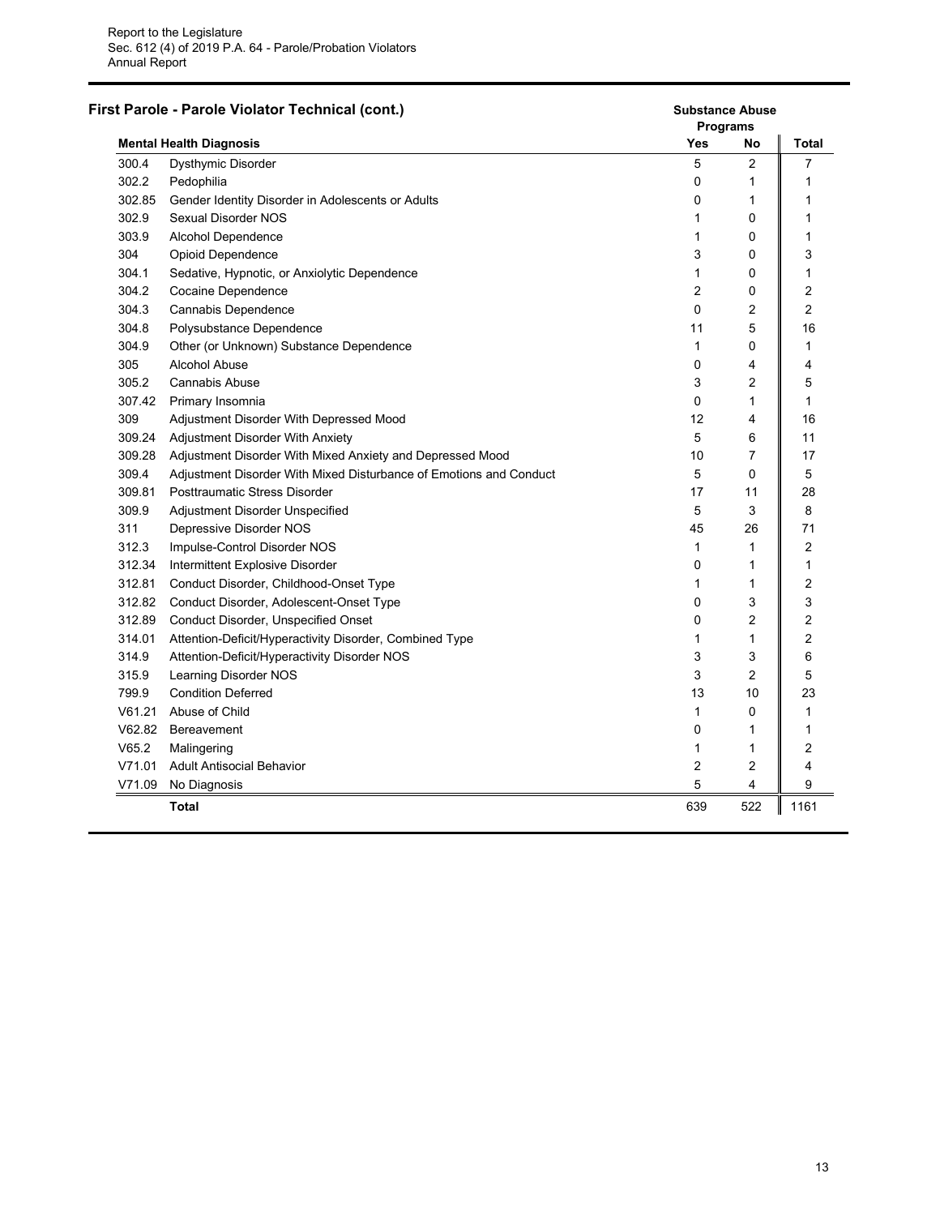## First Parole - Parole Violator Technical (cont.)

| Mental Health Diagnosis | | Substance Abuse Programs | | Total |
|---|---|---|---|---|
| | | Yes | No | |
| 300.4 | Dysthymic Disorder | 5 | 2 | 7 |
| 302.2 | Pedophilia | 0 | 1 | 1 |
| 302.85 | Gender Identity Disorder in Adolescents or Adults | 0 | 1 | 1 |
| 302.9 | Sexual Disorder NOS | 1 | 0 | 1 |
| 303.9 | Alcohol Dependence | 1 | 0 | 1 |
| 304 | Opioid Dependence | 3 | 0 | 3 |
| 304.1 | Sedative, Hypnotic, or Anxiolytic Dependence | 1 | 0 | 1 |
| 304.2 | Cocaine Dependence | 2 | 0 | 2 |
| 304.3 | Cannabis Dependence | 0 | 2 | 2 |
| 304.8 | Polysubstance Dependence | 11 | 5 | 16 |
| 304.9 | Other (or Unknown) Substance Dependence | 1 | 0 | 1 |
| 305 | Alcohol Abuse | 0 | 4 | 4 |
| 305.2 | Cannabis Abuse | 3 | 2 | 5 |
| 307.42 | Primary Insomnia | 0 | 1 | 1 |
| 309 | Adjustment Disorder With Depressed Mood | 12 | 4 | 16 |
| 309.24 | Adjustment Disorder With Anxiety | 5 | 6 | 11 |
| 309.28 | Adjustment Disorder With Mixed Anxiety and Depressed Mood | 10 | 7 | 17 |
| 309.4 | Adjustment Disorder With Mixed Disturbance of Emotions and Conduct | 5 | 0 | 5 |
| 309.81 | Posttraumatic Stress Disorder | 17 | 11 | 28 |
| 309.9 | Adjustment Disorder Unspecified | 5 | 3 | 8 |
| 311 | Depressive Disorder NOS | 45 | 26 | 71 |
| 312.3 | Impulse-Control Disorder NOS | 1 | 1 | 2 |
| 312.34 | Intermittent Explosive Disorder | 0 | 1 | 1 |
| 312.81 | Conduct Disorder, Childhood-Onset Type | 1 | 1 | 2 |
| 312.82 | Conduct Disorder, Adolescent-Onset Type | 0 | 3 | 3 |
| 312.89 | Conduct Disorder, Unspecified Onset | 0 | 2 | 2 |
| 314.01 | Attention-Deficit/Hyperactivity Disorder, Combined Type | 1 | 1 | 2 |
| 314.9 | Attention-Deficit/Hyperactivity Disorder NOS | 3 | 3 | 6 |
| 315.9 | Learning Disorder NOS | 3 | 2 | 5 |
| 799.9 | Condition Deferred | 13 | 10 | 23 |
| V61.21 | Abuse of Child | 1 | 0 | 1 |
| V62.82 | Bereavement | 0 | 1 | 1 |
| V65.2 | Malingering | 1 | 1 | 2 |
| V71.01 | Adult Antisocial Behavior | 2 | 2 | 4 |
| V71.09 | No Diagnosis | 5 | 4 | 9 |
| | **Total** | 639 | 522 | 1161 |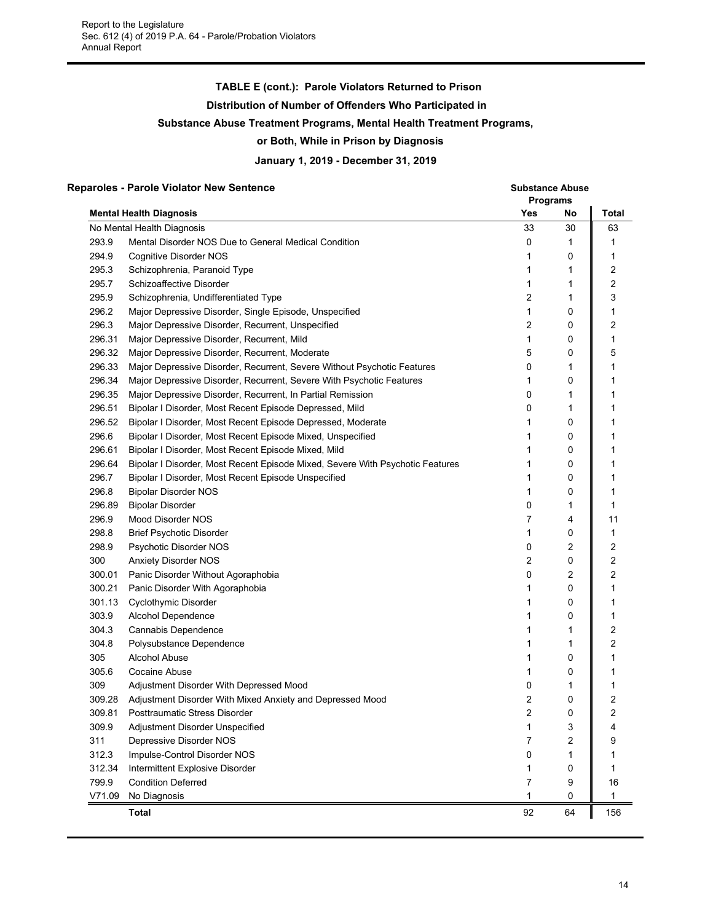## TABLE E (cont.): Parole Violators Returned to Prison

### Distribution of Number of Offenders Who Participated in Substance Abuse Treatment Programs, Mental Health Treatment Programs, or Both, While in Prison by Diagnosis

### January 1, 2019 - December 31, 2019

**Reparoles - Parole Violator New Sentence**

| | | Substance Abuse Programs | | |
|---|---|---|---|---|
| **Mental Health Diagnosis** | | **Yes** | **No** | **Total** |
| No Mental Health Diagnosis | | 33 | 30 | 63 |
| 293.9 | Mental Disorder NOS Due to General Medical Condition | 0 | 1 | 1 |
| 294.9 | Cognitive Disorder NOS | 1 | 0 | 1 |
| 295.3 | Schizophrenia, Paranoid Type | 1 | 1 | 2 |
| 295.7 | Schizoaffective Disorder | 1 | 1 | 2 |
| 295.9 | Schizophrenia, Undifferentiated Type | 2 | 1 | 3 |
| 296.2 | Major Depressive Disorder, Single Episode, Unspecified | 1 | 0 | 1 |
| 296.3 | Major Depressive Disorder, Recurrent, Unspecified | 2 | 0 | 2 |
| 296.31 | Major Depressive Disorder, Recurrent, Mild | 1 | 0 | 1 |
| 296.32 | Major Depressive Disorder, Recurrent, Moderate | 5 | 0 | 5 |
| 296.33 | Major Depressive Disorder, Recurrent, Severe Without Psychotic Features | 0 | 1 | 1 |
| 296.34 | Major Depressive Disorder, Recurrent, Severe With Psychotic Features | 1 | 0 | 1 |
| 296.35 | Major Depressive Disorder, Recurrent, In Partial Remission | 0 | 1 | 1 |
| 296.51 | Bipolar I Disorder, Most Recent Episode Depressed, Mild | 0 | 1 | 1 |
| 296.52 | Bipolar I Disorder, Most Recent Episode Depressed, Moderate | 1 | 0 | 1 |
| 296.6 | Bipolar I Disorder, Most Recent Episode Mixed, Unspecified | 1 | 0 | 1 |
| 296.61 | Bipolar I Disorder, Most Recent Episode Mixed, Mild | 1 | 0 | 1 |
| 296.64 | Bipolar I Disorder, Most Recent Episode Mixed, Severe With Psychotic Features | 1 | 0 | 1 |
| 296.7 | Bipolar I Disorder, Most Recent Episode Unspecified | 1 | 0 | 1 |
| 296.8 | Bipolar Disorder NOS | 1 | 0 | 1 |
| 296.89 | Bipolar Disorder | 0 | 1 | 1 |
| 296.9 | Mood Disorder NOS | 7 | 4 | 11 |
| 298.8 | Brief Psychotic Disorder | 1 | 0 | 1 |
| 298.9 | Psychotic Disorder NOS | 0 | 2 | 2 |
| 300 | Anxiety Disorder NOS | 2 | 0 | 2 |
| 300.01 | Panic Disorder Without Agoraphobia | 0 | 2 | 2 |
| 300.21 | Panic Disorder With Agoraphobia | 1 | 0 | 1 |
| 301.13 | Cyclothymic Disorder | 1 | 0 | 1 |
| 303.9 | Alcohol Dependence | 1 | 0 | 1 |
| 304.3 | Cannabis Dependence | 1 | 1 | 2 |
| 304.8 | Polysubstance Dependence | 1 | 1 | 2 |
| 305 | Alcohol Abuse | 1 | 0 | 1 |
| 305.6 | Cocaine Abuse | 1 | 0 | 1 |
| 309 | Adjustment Disorder With Depressed Mood | 0 | 1 | 1 |
| 309.28 | Adjustment Disorder With Mixed Anxiety and Depressed Mood | 2 | 0 | 2 |
| 309.81 | Posttraumatic Stress Disorder | 2 | 0 | 2 |
| 309.9 | Adjustment Disorder Unspecified | 1 | 3 | 4 |
| 311 | Depressive Disorder NOS | 7 | 2 | 9 |
| 312.3 | Impulse-Control Disorder NOS | 0 | 1 | 1 |
| 312.34 | Intermittent Explosive Disorder | 1 | 0 | 1 |
| 799.9 | Condition Deferred | 7 | 9 | 16 |
| V71.09 | No Diagnosis | 1 | 0 | 1 |
| | **Total** | 92 | 64 | 156 |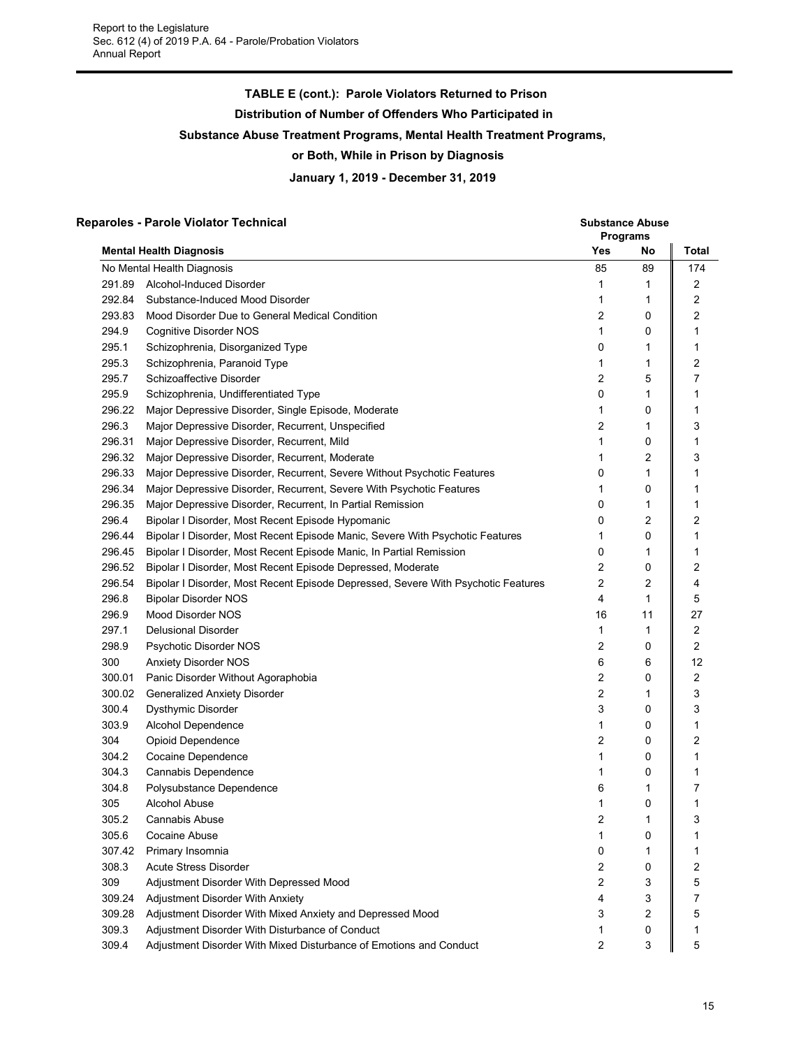### TABLE E (cont.): Parole Violators Returned to Prison

### Distribution of Number of Offenders Who Participated in

### Substance Abuse Treatment Programs, Mental Health Treatment Programs,

### or Both, While in Prison by Diagnosis

### January 1, 2019 - December 31, 2019

**Reparoles - Parole Violator Technical**

| | | Substance Abuse Programs | | |
|---|---|---|---|---|
| **Mental Health Diagnosis** | | **Yes** | **No** | **Total** |
| No Mental Health Diagnosis | | 85 | 89 | 174 |
| 291.89 | Alcohol-Induced Disorder | 1 | 1 | 2 |
| 292.84 | Substance-Induced Mood Disorder | 1 | 1 | 2 |
| 293.83 | Mood Disorder Due to General Medical Condition | 2 | 0 | 2 |
| 294.9 | Cognitive Disorder NOS | 1 | 0 | 1 |
| 295.1 | Schizophrenia, Disorganized Type | 0 | 1 | 1 |
| 295.3 | Schizophrenia, Paranoid Type | 1 | 1 | 2 |
| 295.7 | Schizoaffective Disorder | 2 | 5 | 7 |
| 295.9 | Schizophrenia, Undifferentiated Type | 0 | 1 | 1 |
| 296.22 | Major Depressive Disorder, Single Episode, Moderate | 1 | 0 | 1 |
| 296.3 | Major Depressive Disorder, Recurrent, Unspecified | 2 | 1 | 3 |
| 296.31 | Major Depressive Disorder, Recurrent, Mild | 1 | 0 | 1 |
| 296.32 | Major Depressive Disorder, Recurrent, Moderate | 1 | 2 | 3 |
| 296.33 | Major Depressive Disorder, Recurrent, Severe Without Psychotic Features | 0 | 1 | 1 |
| 296.34 | Major Depressive Disorder, Recurrent, Severe With Psychotic Features | 1 | 0 | 1 |
| 296.35 | Major Depressive Disorder, Recurrent, In Partial Remission | 0 | 1 | 1 |
| 296.4 | Bipolar I Disorder, Most Recent Episode Hypomanic | 0 | 2 | 2 |
| 296.44 | Bipolar I Disorder, Most Recent Episode Manic, Severe With Psychotic Features | 1 | 0 | 1 |
| 296.45 | Bipolar I Disorder, Most Recent Episode Manic, In Partial Remission | 0 | 1 | 1 |
| 296.52 | Bipolar I Disorder, Most Recent Episode Depressed, Moderate | 2 | 0 | 2 |
| 296.54 | Bipolar I Disorder, Most Recent Episode Depressed, Severe With Psychotic Features | 2 | 2 | 4 |
| 296.8 | Bipolar Disorder NOS | 4 | 1 | 5 |
| 296.9 | Mood Disorder NOS | 16 | 11 | 27 |
| 297.1 | Delusional Disorder | 1 | 1 | 2 |
| 298.9 | Psychotic Disorder NOS | 2 | 0 | 2 |
| 300 | Anxiety Disorder NOS | 6 | 6 | 12 |
| 300.01 | Panic Disorder Without Agoraphobia | 2 | 0 | 2 |
| 300.02 | Generalized Anxiety Disorder | 2 | 1 | 3 |
| 300.4 | Dysthymic Disorder | 3 | 0 | 3 |
| 303.9 | Alcohol Dependence | 1 | 0 | 1 |
| 304 | Opioid Dependence | 2 | 0 | 2 |
| 304.2 | Cocaine Dependence | 1 | 0 | 1 |
| 304.3 | Cannabis Dependence | 1 | 0 | 1 |
| 304.8 | Polysubstance Dependence | 6 | 1 | 7 |
| 305 | Alcohol Abuse | 1 | 0 | 1 |
| 305.2 | Cannabis Abuse | 2 | 1 | 3 |
| 305.6 | Cocaine Abuse | 1 | 0 | 1 |
| 307.42 | Primary Insomnia | 0 | 1 | 1 |
| 308.3 | Acute Stress Disorder | 2 | 0 | 2 |
| 309 | Adjustment Disorder With Depressed Mood | 2 | 3 | 5 |
| 309.24 | Adjustment Disorder With Anxiety | 4 | 3 | 7 |
| 309.28 | Adjustment Disorder With Mixed Anxiety and Depressed Mood | 3 | 2 | 5 |
| 309.3 | Adjustment Disorder With Disturbance of Conduct | 1 | 0 | 1 |
| 309.4 | Adjustment Disorder With Mixed Disturbance of Emotions and Conduct | 2 | 3 | 5 |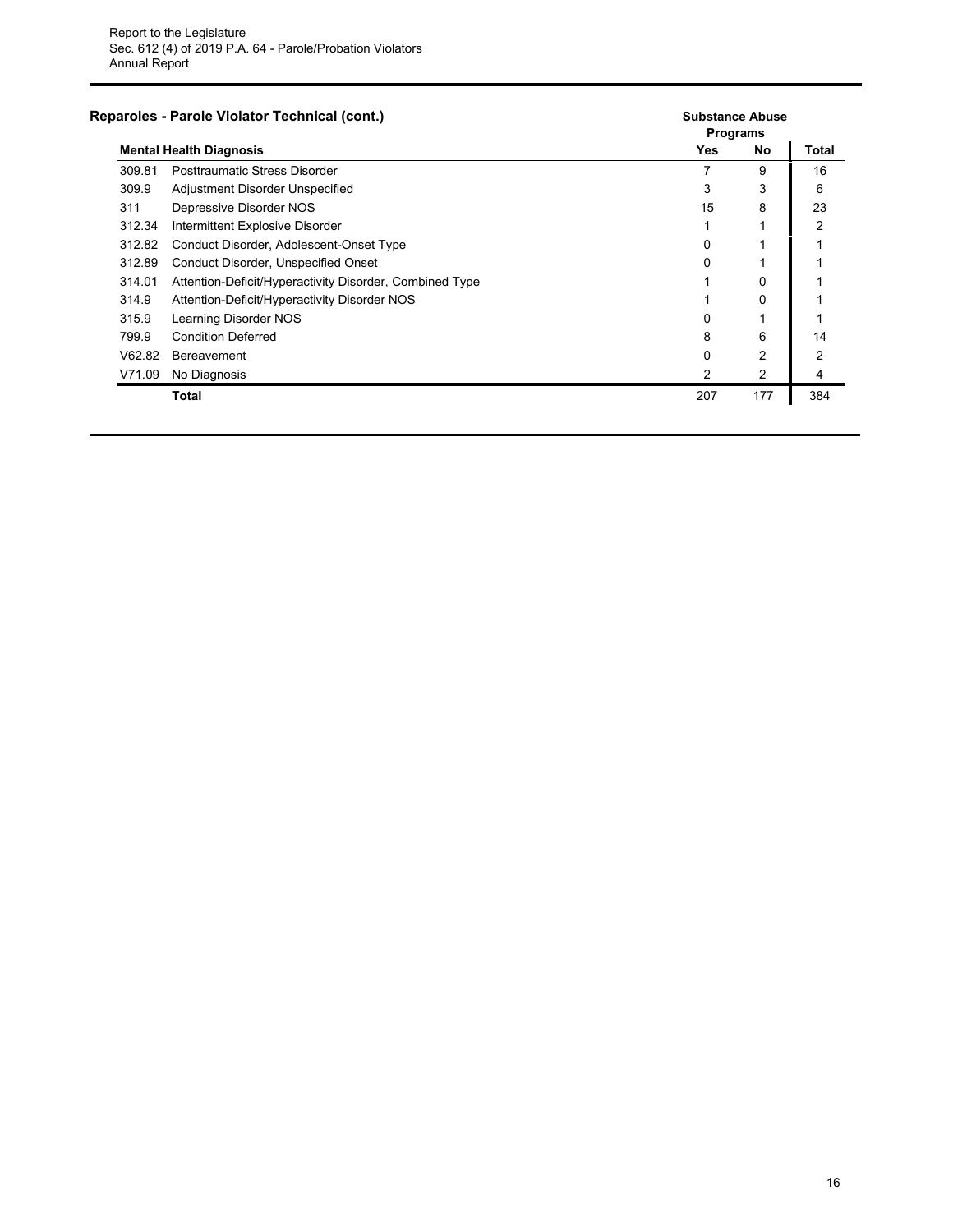## Reparoles - Parole Violator Technical (cont.)

| Mental Health Diagnosis | | Substance Abuse Programs | | |
|---|---|---|---|---|
| | | Yes | No | Total |
| 309.81 | Posttraumatic Stress Disorder | 7 | 9 | 16 |
| 309.9 | Adjustment Disorder Unspecified | 3 | 3 | 6 |
| 311 | Depressive Disorder NOS | 15 | 8 | 23 |
| 312.34 | Intermittent Explosive Disorder | 1 | 1 | 2 |
| 312.82 | Conduct Disorder, Adolescent-Onset Type | 0 | 1 | 1 |
| 312.89 | Conduct Disorder, Unspecified Onset | 0 | 1 | 1 |
| 314.01 | Attention-Deficit/Hyperactivity Disorder, Combined Type | 1 | 0 | 1 |
| 314.9 | Attention-Deficit/Hyperactivity Disorder NOS | 1 | 0 | 1 |
| 315.9 | Learning Disorder NOS | 0 | 1 | 1 |
| 799.9 | Condition Deferred | 8 | 6 | 14 |
| V62.82 | Bereavement | 0 | 2 | 2 |
| V71.09 | No Diagnosis | 2 | 2 | 4 |
| | **Total** | 207 | 177 | 384 |